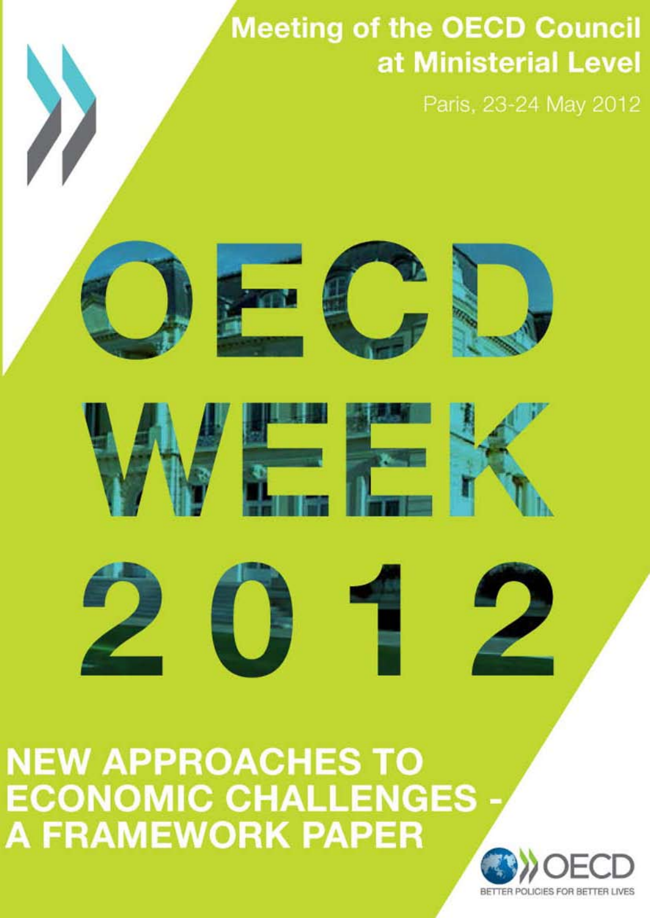**Meeting of the OECD Council at Ministerial Level**

Paris, 23-24 May 2012

# OECD WEEK 2012

## NEW APPROACHES TO ECONOMIC CHALLENGES - A FRAMEWORK PAPER

OECD

BETTER POLICIES FOR BETTER LIVES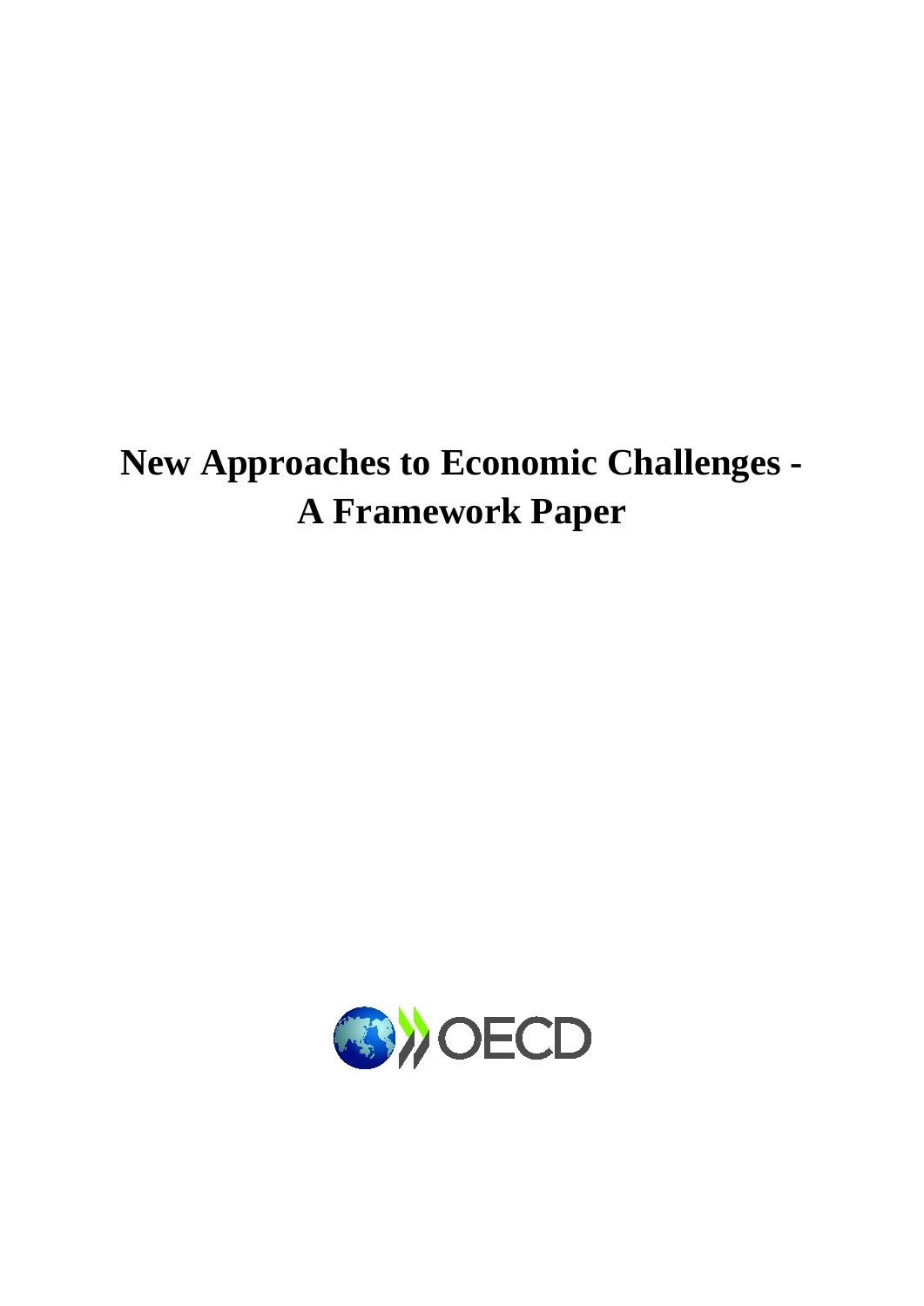# New Approaches to Economic Challenges - A Framework Paper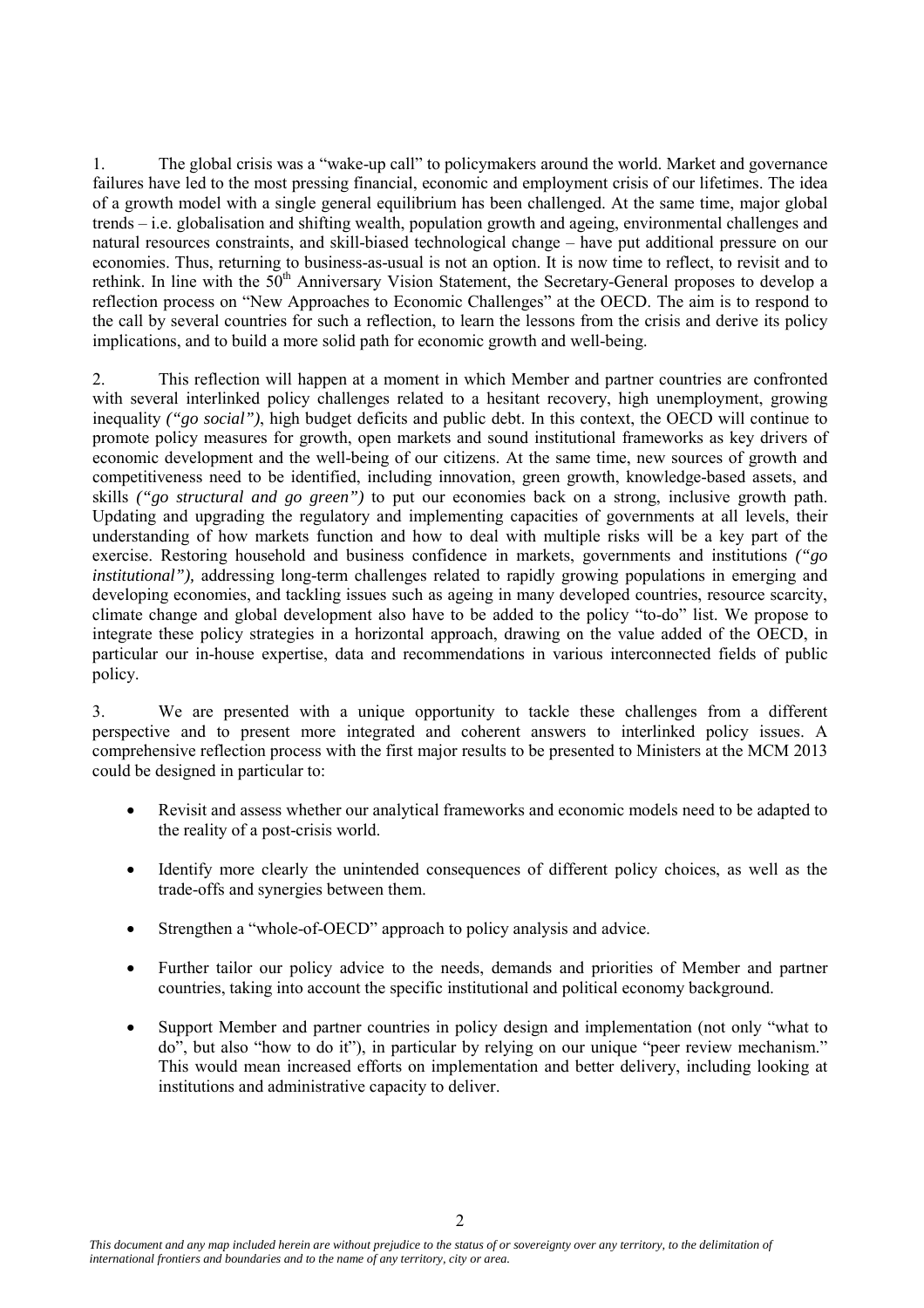1. The global crisis was a "wake-up call" to policymakers around the world. Market and governance failures have led to the most pressing financial, economic and employment crisis of our lifetimes. The idea of a growth model with a single general equilibrium has been challenged. At the same time, major global trends – i.e. globalisation and shifting wealth, population growth and ageing, environmental challenges and natural resources constraints, and skill-biased technological change – have put additional pressure on our economies. Thus, returning to business-as-usual is not an option. It is now time to reflect, to revisit and to rethink. In line with the 50th Anniversary Vision Statement, the Secretary-General proposes to develop a reflection process on "New Approaches to Economic Challenges" at the OECD. The aim is to respond to the call by several countries for such a reflection, to learn the lessons from the crisis and derive its policy implications, and to build a more solid path for economic growth and well-being.

2. This reflection will happen at a moment in which Member and partner countries are confronted with several interlinked policy challenges related to a hesitant recovery, high unemployment, growing inequality *("go social")*, high budget deficits and public debt. In this context, the OECD will continue to promote policy measures for growth, open markets and sound institutional frameworks as key drivers of economic development and the well-being of our citizens. At the same time, new sources of growth and competitiveness need to be identified, including innovation, green growth, knowledge-based assets, and skills *("go structural and go green")* to put our economies back on a strong, inclusive growth path. Updating and upgrading the regulatory and implementing capacities of governments at all levels, their understanding of how markets function and how to deal with multiple risks will be a key part of the exercise. Restoring household and business confidence in markets, governments and institutions *("go institutional"),* addressing long-term challenges related to rapidly growing populations in emerging and developing economies, and tackling issues such as ageing in many developed countries, resource scarcity, climate change and global development also have to be added to the policy "to-do" list. We propose to integrate these policy strategies in a horizontal approach, drawing on the value added of the OECD, in particular our in-house expertise, data and recommendations in various interconnected fields of public policy.

3. We are presented with a unique opportunity to tackle these challenges from a different perspective and to present more integrated and coherent answers to interlinked policy issues. A comprehensive reflection process with the first major results to be presented to Ministers at the MCM 2013 could be designed in particular to:

- Revisit and assess whether our analytical frameworks and economic models need to be adapted to the reality of a post-crisis world.
- Identify more clearly the unintended consequences of different policy choices, as well as the trade-offs and synergies between them.
- Strengthen a "whole-of-OECD" approach to policy analysis and advice.
- Further tailor our policy advice to the needs, demands and priorities of Member and partner countries, taking into account the specific institutional and political economy background.
- Support Member and partner countries in policy design and implementation (not only "what to do", but also "how to do it"), in particular by relying on our unique "peer review mechanism." This would mean increased efforts on implementation and better delivery, including looking at institutions and administrative capacity to deliver.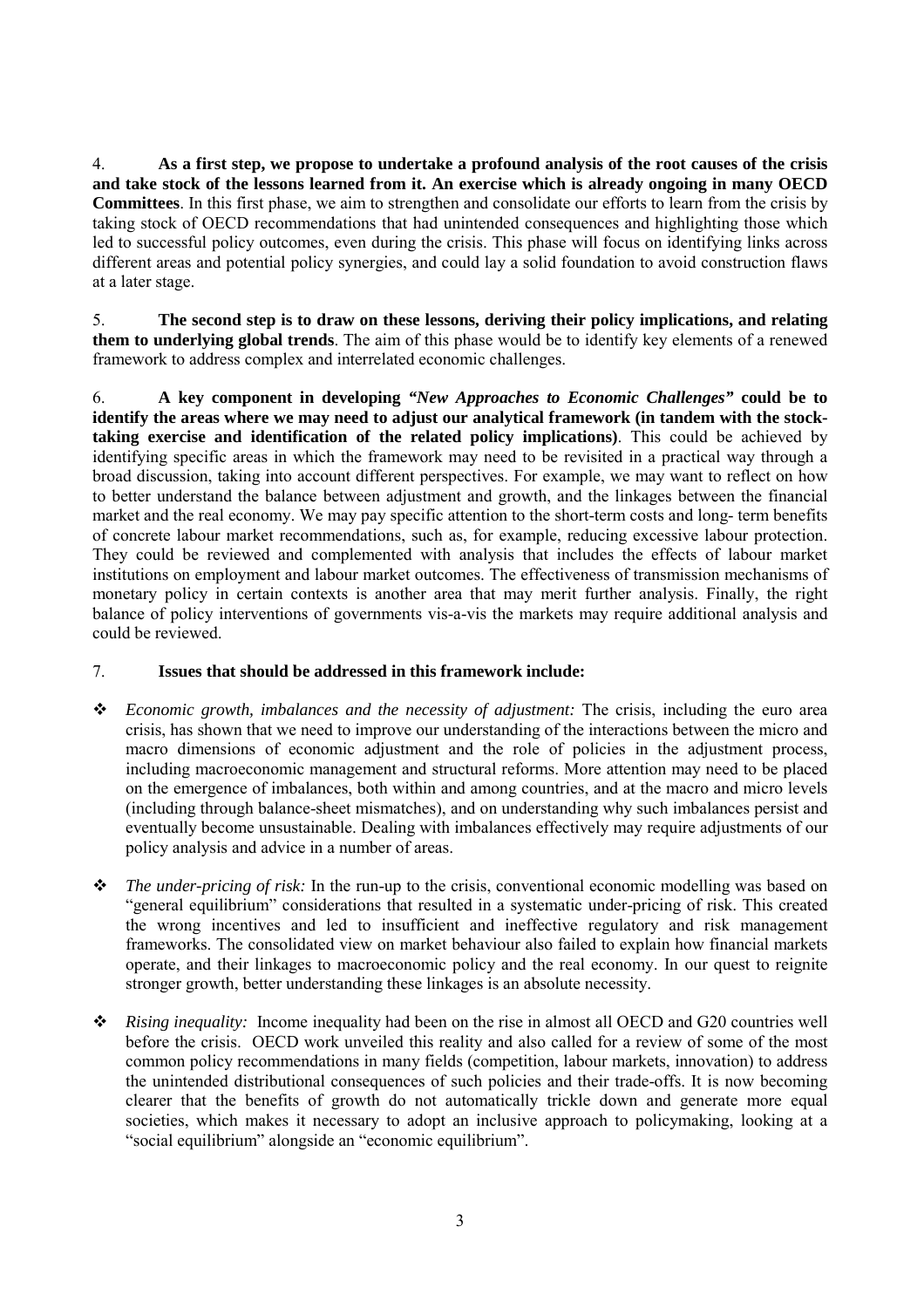4. **As a first step, we propose to undertake a profound analysis of the root causes of the crisis and take stock of the lessons learned from it. An exercise which is already ongoing in many OECD Committees**. In this first phase, we aim to strengthen and consolidate our efforts to learn from the crisis by taking stock of OECD recommendations that had unintended consequences and highlighting those which led to successful policy outcomes, even during the crisis. This phase will focus on identifying links across different areas and potential policy synergies, and could lay a solid foundation to avoid construction flaws at a later stage.

5. **The second step is to draw on these lessons, deriving their policy implications, and relating them to underlying global trends**. The aim of this phase would be to identify key elements of a renewed framework to address complex and interrelated economic challenges.

6. **A key component in developing *"New Approaches to Economic Challenges"* could be to identify the areas where we may need to adjust our analytical framework (in tandem with the stock-taking exercise and identification of the related policy implications)**. This could be achieved by identifying specific areas in which the framework may need to be revisited in a practical way through a broad discussion, taking into account different perspectives. For example, we may want to reflect on how to better understand the balance between adjustment and growth, and the linkages between the financial market and the real economy. We may pay specific attention to the short-term costs and long- term benefits of concrete labour market recommendations, such as, for example, reducing excessive labour protection. They could be reviewed and complemented with analysis that includes the effects of labour market institutions on employment and labour market outcomes. The effectiveness of transmission mechanisms of monetary policy in certain contexts is another area that may merit further analysis. Finally, the right balance of policy interventions of governments vis-a-vis the markets may require additional analysis and could be reviewed.

7. **Issues that should be addressed in this framework include:**

- *Economic growth, imbalances and the necessity of adjustment:* The crisis, including the euro area crisis, has shown that we need to improve our understanding of the interactions between the micro and macro dimensions of economic adjustment and the role of policies in the adjustment process, including macroeconomic management and structural reforms. More attention may need to be placed on the emergence of imbalances, both within and among countries, and at the macro and micro levels (including through balance-sheet mismatches), and on understanding why such imbalances persist and eventually become unsustainable. Dealing with imbalances effectively may require adjustments of our policy analysis and advice in a number of areas.

- *The under-pricing of risk:* In the run-up to the crisis, conventional economic modelling was based on "general equilibrium" considerations that resulted in a systematic under-pricing of risk. This created the wrong incentives and led to insufficient and ineffective regulatory and risk management frameworks. The consolidated view on market behaviour also failed to explain how financial markets operate, and their linkages to macroeconomic policy and the real economy. In our quest to reignite stronger growth, better understanding these linkages is an absolute necessity.

- *Rising inequality:* Income inequality had been on the rise in almost all OECD and G20 countries well before the crisis. OECD work unveiled this reality and also called for a review of some of the most common policy recommendations in many fields (competition, labour markets, innovation) to address the unintended distributional consequences of such policies and their trade-offs. It is now becoming clearer that the benefits of growth do not automatically trickle down and generate more equal societies, which makes it necessary to adopt an inclusive approach to policymaking, looking at a "social equilibrium" alongside an "economic equilibrium".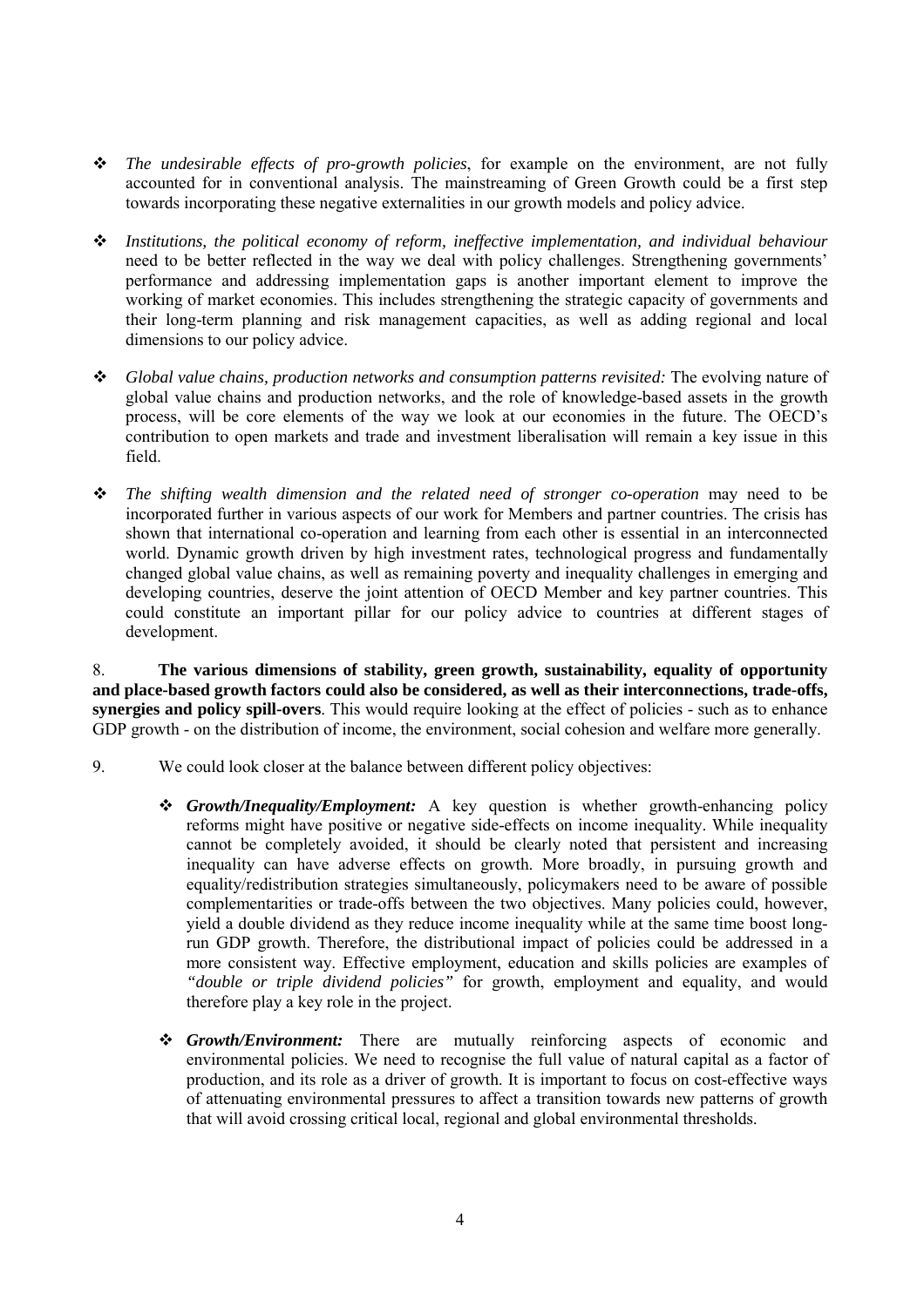- *The undesirable effects of pro-growth policies*, for example on the environment, are not fully accounted for in conventional analysis. The mainstreaming of Green Growth could be a first step towards incorporating these negative externalities in our growth models and policy advice.

- *Institutions, the political economy of reform, ineffective implementation, and individual behaviour* need to be better reflected in the way we deal with policy challenges. Strengthening governments' performance and addressing implementation gaps is another important element to improve the working of market economies. This includes strengthening the strategic capacity of governments and their long-term planning and risk management capacities, as well as adding regional and local dimensions to our policy advice.

- *Global value chains, production networks and consumption patterns revisited:* The evolving nature of global value chains and production networks, and the role of knowledge-based assets in the growth process, will be core elements of the way we look at our economies in the future. The OECD's contribution to open markets and trade and investment liberalisation will remain a key issue in this field.

- *The shifting wealth dimension and the related need of stronger co-operation* may need to be incorporated further in various aspects of our work for Members and partner countries. The crisis has shown that international co-operation and learning from each other is essential in an interconnected world. Dynamic growth driven by high investment rates, technological progress and fundamentally changed global value chains, as well as remaining poverty and inequality challenges in emerging and developing countries, deserve the joint attention of OECD Member and key partner countries. This could constitute an important pillar for our policy advice to countries at different stages of development.

8. **The various dimensions of stability, green growth, sustainability, equality of opportunity and place-based growth factors could also be considered, as well as their interconnections, trade-offs, synergies and policy spill-overs**. This would require looking at the effect of policies - such as to enhance GDP growth - on the distribution of income, the environment, social cohesion and welfare more generally.

9. We could look closer at the balance between different policy objectives:

  - ***Growth/Inequality/Employment:*** A key question is whether growth-enhancing policy reforms might have positive or negative side-effects on income inequality. While inequality cannot be completely avoided, it should be clearly noted that persistent and increasing inequality can have adverse effects on growth. More broadly, in pursuing growth and equality/redistribution strategies simultaneously, policymakers need to be aware of possible complementarities or trade-offs between the two objectives. Many policies could, however, yield a double dividend as they reduce income inequality while at the same time boost long-run GDP growth. Therefore, the distributional impact of policies could be addressed in a more consistent way. Effective employment, education and skills policies are examples of *"double or triple dividend policies"* for growth, employment and equality, and would therefore play a key role in the project.

  - ***Growth/Environment:*** There are mutually reinforcing aspects of economic and environmental policies. We need to recognise the full value of natural capital as a factor of production, and its role as a driver of growth. It is important to focus on cost-effective ways of attenuating environmental pressures to affect a transition towards new patterns of growth that will avoid crossing critical local, regional and global environmental thresholds.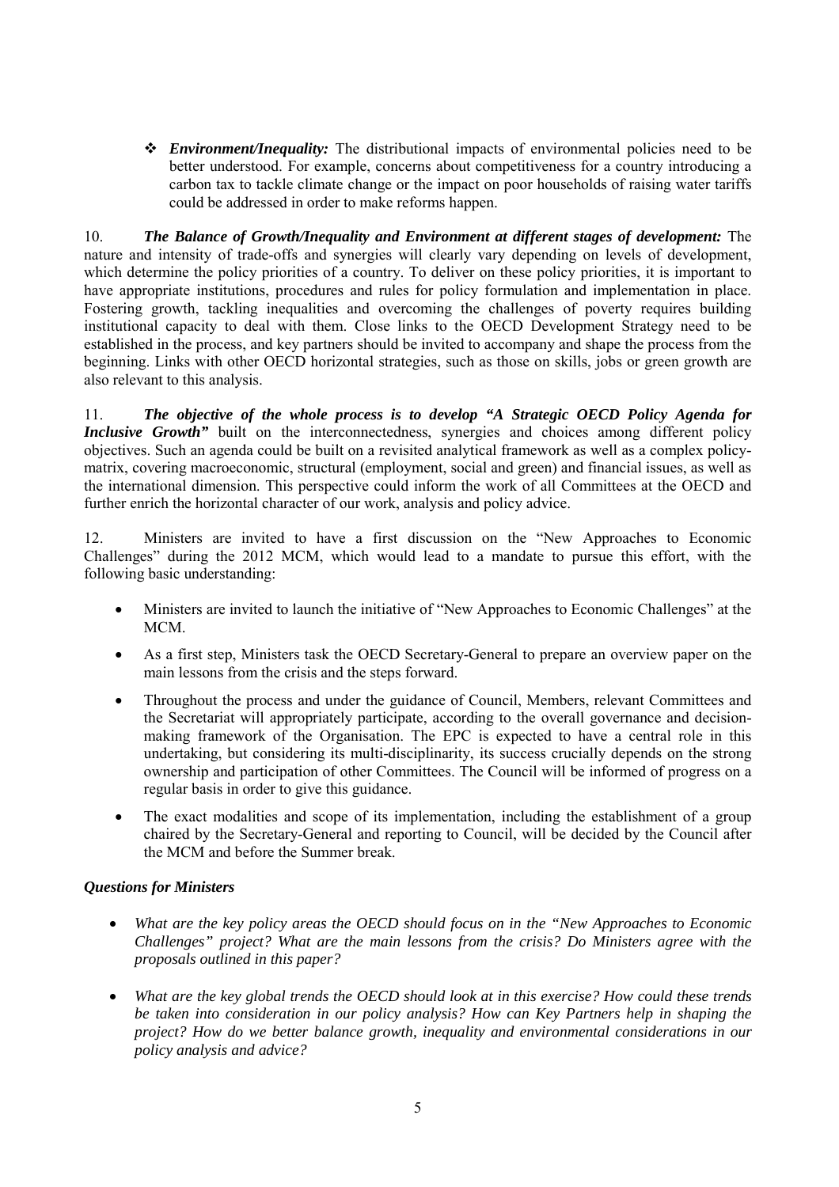- ***Environment/Inequality:*** The distributional impacts of environmental policies need to be better understood. For example, concerns about competitiveness for a country introducing a carbon tax to tackle climate change or the impact on poor households of raising water tariffs could be addressed in order to make reforms happen.

10. ***The Balance of Growth/Inequality and Environment at different stages of development:*** The nature and intensity of trade-offs and synergies will clearly vary depending on levels of development, which determine the policy priorities of a country. To deliver on these policy priorities, it is important to have appropriate institutions, procedures and rules for policy formulation and implementation in place. Fostering growth, tackling inequalities and overcoming the challenges of poverty requires building institutional capacity to deal with them. Close links to the OECD Development Strategy need to be established in the process, and key partners should be invited to accompany and shape the process from the beginning. Links with other OECD horizontal strategies, such as those on skills, jobs or green growth are also relevant to this analysis.

11. ***The objective of the whole process is to develop "A Strategic OECD Policy Agenda for Inclusive Growth"*** built on the interconnectedness, synergies and choices among different policy objectives. Such an agenda could be built on a revisited analytical framework as well as a complex policy-matrix, covering macroeconomic, structural (employment, social and green) and financial issues, as well as the international dimension. This perspective could inform the work of all Committees at the OECD and further enrich the horizontal character of our work, analysis and policy advice.

12. Ministers are invited to have a first discussion on the "New Approaches to Economic Challenges" during the 2012 MCM, which would lead to a mandate to pursue this effort, with the following basic understanding:

- Ministers are invited to launch the initiative of "New Approaches to Economic Challenges" at the MCM.
- As a first step, Ministers task the OECD Secretary-General to prepare an overview paper on the main lessons from the crisis and the steps forward.
- Throughout the process and under the guidance of Council, Members, relevant Committees and the Secretariat will appropriately participate, according to the overall governance and decision-making framework of the Organisation. The EPC is expected to have a central role in this undertaking, but considering its multi-disciplinarity, its success crucially depends on the strong ownership and participation of other Committees. The Council will be informed of progress on a regular basis in order to give this guidance.
- The exact modalities and scope of its implementation, including the establishment of a group chaired by the Secretary-General and reporting to Council, will be decided by the Council after the MCM and before the Summer break.

### *Questions for Ministers*

- *What are the key policy areas the OECD should focus on in the "New Approaches to Economic Challenges" project? What are the main lessons from the crisis? Do Ministers agree with the proposals outlined in this paper?*
- *What are the key global trends the OECD should look at in this exercise? How could these trends be taken into consideration in our policy analysis? How can Key Partners help in shaping the project? How do we better balance growth, inequality and environmental considerations in our policy analysis and advice?*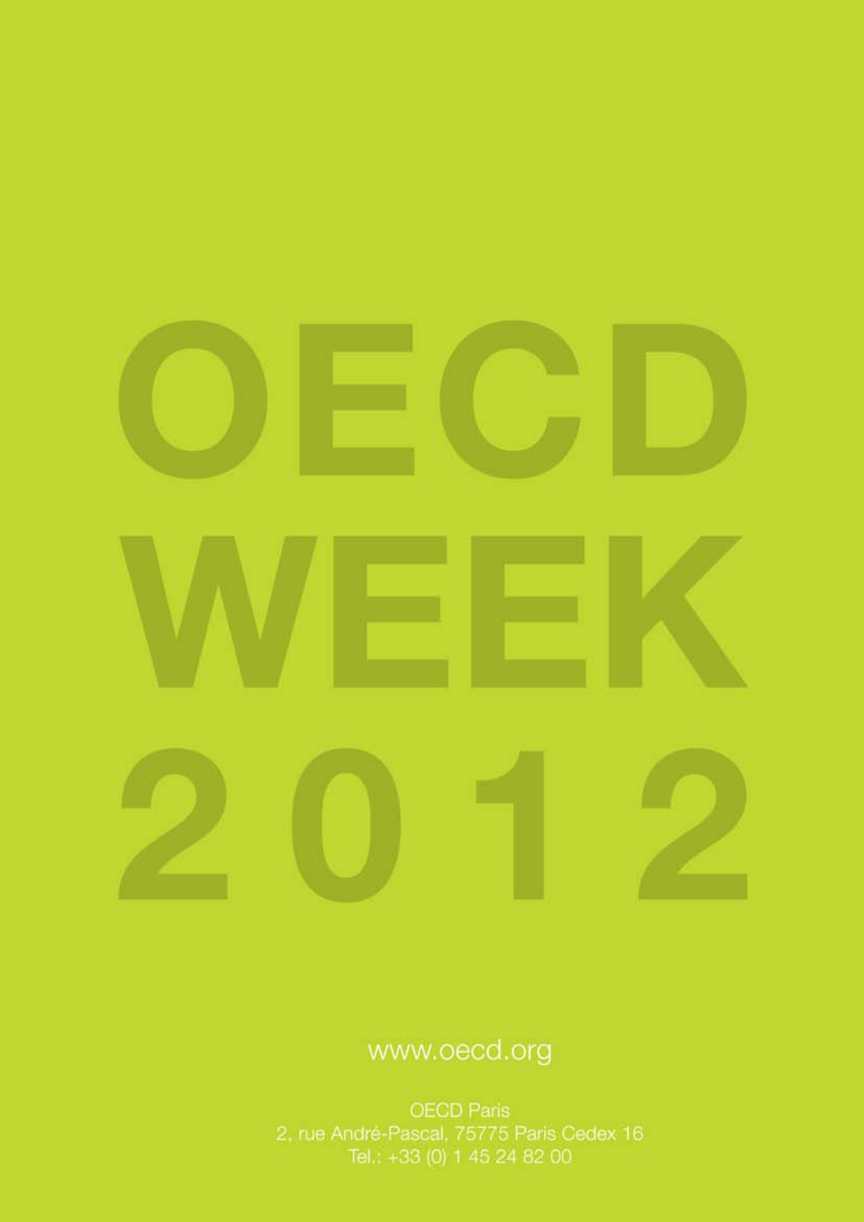# OECD WEEK 2012

www.oecd.org

OECD Paris
2, rue André-Pascal, 75775 Paris Cedex 16
Tel.: +33 (0) 1 45 24 82 00